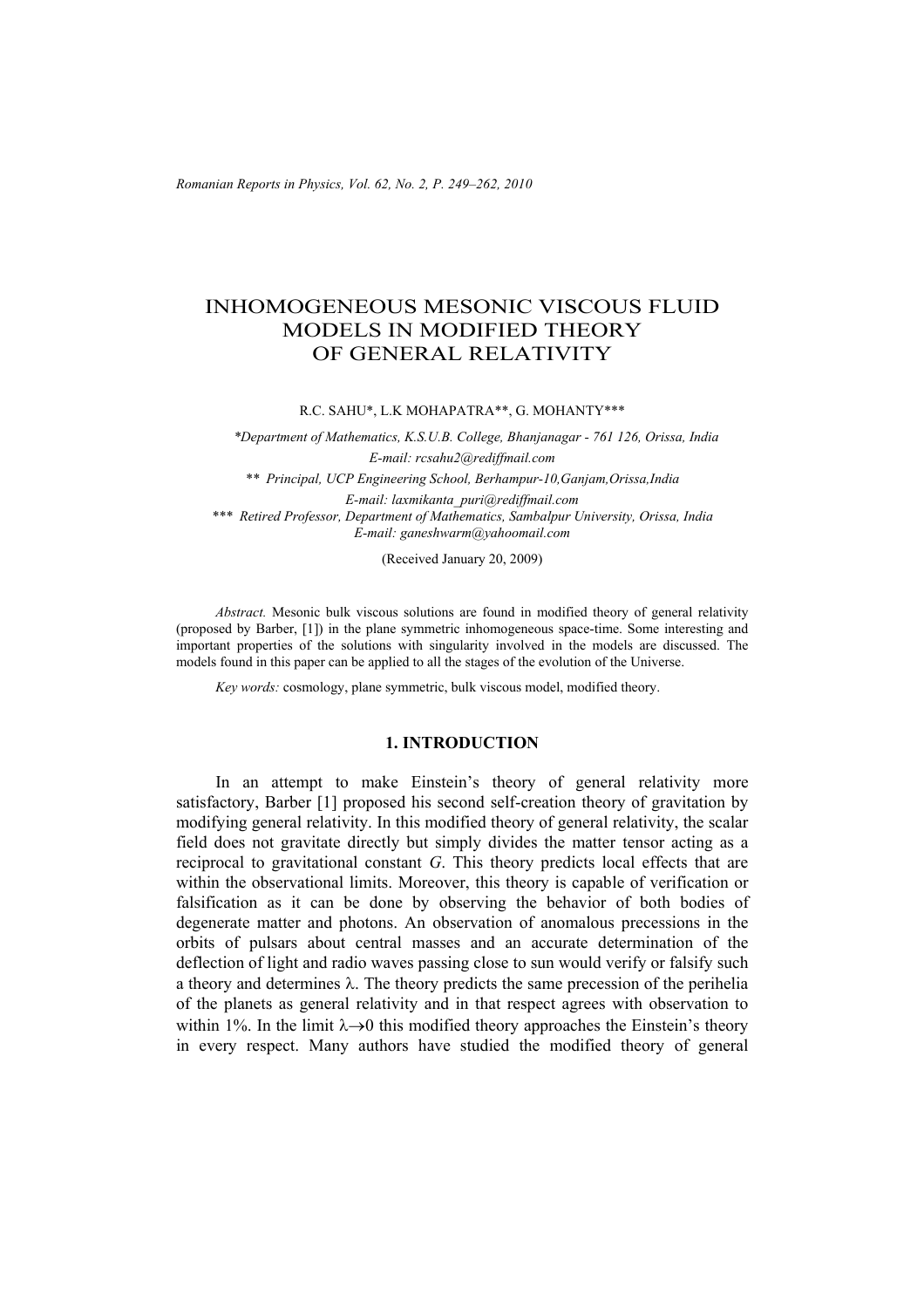# INHOMOGENEOUS MESONIC VISCOUS FLUID MODELS IN MODIFIED THEORY OF GENERAL RELATIVITY

R.C. SAHU*, L.K MOHAPATRA**, G. MOHANTY***

*Department of Mathematics, K.S.U.B. College, Bhanjanagar - 761 126, Orissa, India*
*E-mail: rcsahu2@rediffmail.com*

** *Principal, UCP Engineering School, Berhampur-10,Ganjam,Orissa,India*
*E-mail: laxmikanta_puri@rediffmail.com*

*** *Retired Professor, Department of Mathematics, Sambalpur University, Orissa, India*
*E-mail: ganeshwarm@yahoomail.com*

(Received January 20, 2009)

*Abstract.* Mesonic bulk viscous solutions are found in modified theory of general relativity (proposed by Barber, [1]) in the plane symmetric inhomogeneous space-time. Some interesting and important properties of the solutions with singularity involved in the models are discussed. The models found in this paper can be applied to all the stages of the evolution of the Universe.

*Key words:* cosmology, plane symmetric, bulk viscous model, modified theory.

## 1. INTRODUCTION

In an attempt to make Einstein's theory of general relativity more satisfactory, Barber [1] proposed his second self-creation theory of gravitation by modifying general relativity. In this modified theory of general relativity, the scalar field does not gravitate directly but simply divides the matter tensor acting as a reciprocal to gravitational constant *G*. This theory predicts local effects that are within the observational limits. Moreover, this theory is capable of verification or falsification as it can be done by observing the behavior of both bodies of degenerate matter and photons. An observation of anomalous precessions in the orbits of pulsars about central masses and an accurate determination of the deflection of light and radio waves passing close to sun would verify or falsify such a theory and determines $\lambda$. The theory predicts the same precession of the perihelia of the planets as general relativity and in that respect agrees with observation to within 1%. In the limit $\lambda \to 0$ this modified theory approaches the Einstein's theory in every respect. Many authors have studied the modified theory of general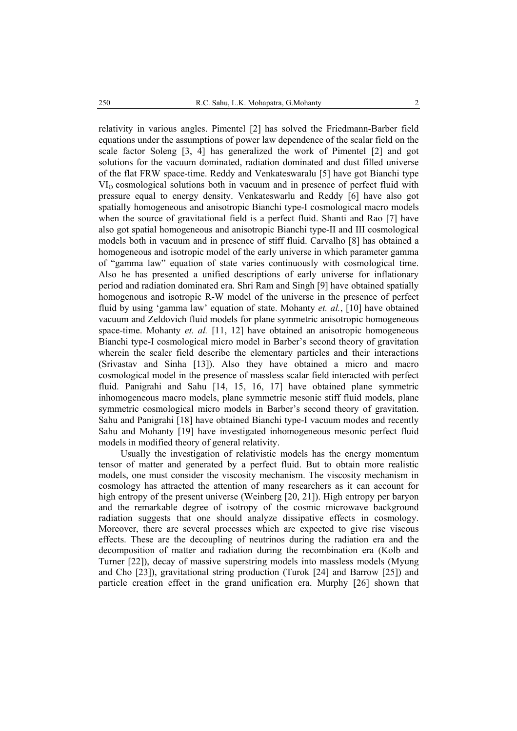relativity in various angles. Pimentel [2] has solved the Friedmann-Barber field equations under the assumptions of power law dependence of the scalar field on the scale factor Soleng [3, 4] has generalized the work of Pimentel [2] and got solutions for the vacuum dominated, radiation dominated and dust filled universe of the flat FRW space-time. Reddy and Venkateswaralu [5] have got Bianchi type $VI_O$ cosmological solutions both in vacuum and in presence of perfect fluid with pressure equal to energy density. Venkateswarlu and Reddy [6] have also got spatially homogeneous and anisotropic Bianchi type-I cosmological macro models when the source of gravitational field is a perfect fluid. Shanti and Rao [7] have also got spatial homogeneous and anisotropic Bianchi type-II and III cosmological models both in vacuum and in presence of stiff fluid. Carvalho [8] has obtained a homogeneous and isotropic model of the early universe in which parameter gamma of "gamma law" equation of state varies continuously with cosmological time. Also he has presented a unified descriptions of early universe for inflationary period and radiation dominated era. Shri Ram and Singh [9] have obtained spatially homogenous and isotropic R-W model of the universe in the presence of perfect fluid by using 'gamma law' equation of state. Mohanty *et. al.*, [10] have obtained vacuum and Zeldovich fluid models for plane symmetric anisotropic homogeneous space-time. Mohanty *et. al.* [11, 12] have obtained an anisotropic homogeneous Bianchi type-I cosmological micro model in Barber's second theory of gravitation wherein the scaler field describe the elementary particles and their interactions (Srivastav and Sinha [13]). Also they have obtained a micro and macro cosmological model in the presence of massless scalar field interacted with perfect fluid. Panigrahi and Sahu [14, 15, 16, 17] have obtained plane symmetric inhomogeneous macro models, plane symmetric mesonic stiff fluid models, plane symmetric cosmological micro models in Barber's second theory of gravitation. Sahu and Panigrahi [18] have obtained Bianchi type-I vacuum modes and recently Sahu and Mohanty [19] have investigated inhomogeneous mesonic perfect fluid models in modified theory of general relativity.

Usually the investigation of relativistic models has the energy momentum tensor of matter and generated by a perfect fluid. But to obtain more realistic models, one must consider the viscosity mechanism. The viscosity mechanism in cosmology has attracted the attention of many researchers as it can account for high entropy of the present universe (Weinberg [20, 21]). High entropy per baryon and the remarkable degree of isotropy of the cosmic microwave background radiation suggests that one should analyze dissipative effects in cosmology. Moreover, there are several processes which are expected to give rise viscous effects. These are the decoupling of neutrinos during the radiation era and the decomposition of matter and radiation during the recombination era (Kolb and Turner [22]), decay of massive superstring models into massless models (Myung and Cho [23]), gravitational string production (Turok [24] and Barrow [25]) and particle creation effect in the grand unification era. Murphy [26] shown that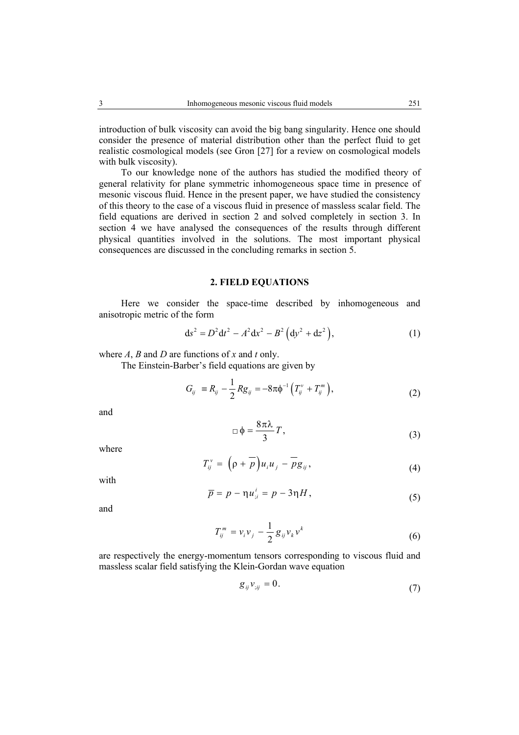introduction of bulk viscosity can avoid the big bang singularity. Hence one should consider the presence of material distribution other than the perfect fluid to get realistic cosmological models (see Gron [27] for a review on cosmological models with bulk viscosity).

To our knowledge none of the authors has studied the modified theory of general relativity for plane symmetric inhomogeneous space time in presence of mesonic viscous fluid. Hence in the present paper, we have studied the consistency of this theory to the case of a viscous fluid in presence of massless scalar field. The field equations are derived in section 2 and solved completely in section 3. In section 4 we have analysed the consequences of the results through different physical quantities involved in the solutions. The most important physical consequences are discussed in the concluding remarks in section 5.

## 2. FIELD EQUATIONS

Here we consider the space-time described by inhomogeneous and anisotropic metric of the form

$$\mathrm{d}s^2 = D^2\mathrm{d}t^2 - A^2\mathrm{d}x^2 - B^2\left(\mathrm{d}y^2 + \mathrm{d}z^2\right), \tag{1}$$

where $A$, $B$ and $D$ are functions of $x$ and $t$ only.

The Einstein-Barber's field equations are given by

$$G_{ij} \equiv R_{ij} - \frac{1}{2}Rg_{ij} = -8\pi\phi^{-1}\left(T_{ij}^{v} + T_{ij}^{m}\right), \tag{2}$$

and

$$\square\,\phi = \frac{8\pi\lambda}{3}T, \tag{3}$$

where

$$T_{ij}^{v} = \left(\rho + \overline{p}\right)u_i u_j - \overline{p}g_{ij}, \tag{4}$$

with

$$\overline{p} = p - \eta u^{i}_{;i} = p - 3\eta H, \tag{5}$$

and

$$T_{ij}^{m} = v_i v_j - \frac{1}{2}g_{ij}v_k v^k \tag{6}$$

are respectively the energy-momentum tensors corresponding to viscous fluid and massless scalar field satisfying the Klein-Gordan wave equation

$$g_{ij}v_{;ij} = 0. \tag{7}$$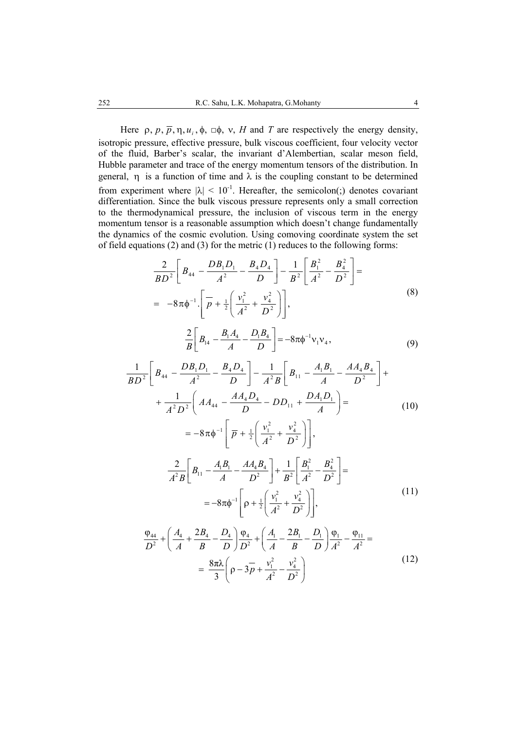Here $\rho, p, \bar{p}, \eta, u_i, \phi, \Box\phi, \nu, H$ and $T$ are respectively the energy density, isotropic pressure, effective pressure, bulk viscous coefficient, four velocity vector of the fluid, Barber's scalar, the invariant d'Alembertian, scalar meson field, Hubble parameter and trace of the energy momentum tensors of the distribution. In general, $\eta$ is a function of time and $\lambda$ is the coupling constant to be determined from experiment where $|\lambda| < 10^{-1}$. Hereafter, the semicolon(;) denotes covariant differentiation. Since the bulk viscous pressure represents only a small correction to the thermodynamical pressure, the inclusion of viscous term in the energy momentum tensor is a reasonable assumption which doesn't change fundamentally the dynamics of the cosmic evolution. Using comoving coordinate system the set of field equations (2) and (3) for the metric (1) reduces to the following forms:

$$\frac{2}{BD^2}\left[B_{44} - \frac{DB_1D_1}{A^2} - \frac{B_4D_4}{D}\right] - \frac{1}{B^2}\left[\frac{B_1^2}{A^2} - \frac{B_4^2}{D^2}\right] = -8\pi\phi^{-1}.\left[\bar{p} + \tfrac{1}{2}\left(\frac{v_1^2}{A^2} + \frac{v_4^2}{D^2}\right)\right], \tag{8}$$

$$\frac{2}{B}\left[B_{14} - \frac{B_1A_4}{A} - \frac{D_1B_4}{D}\right] = -8\pi\phi^{-1}\nu_1\nu_4, \tag{9}$$

$$\frac{1}{BD^2}\left[B_{44} - \frac{DB_1D_1}{A^2} - \frac{B_4D_4}{D}\right] - \frac{1}{A^2B}\left[B_{11} - \frac{A_1B_1}{A} - \frac{AA_4B_4}{D^2}\right] + \frac{1}{A^2D^2}\left(AA_{44} - \frac{AA_4D_4}{D} - DD_{11} + \frac{DA_1D_1}{A}\right) = -8\pi\phi^{-1}\left[\bar{p} + \tfrac{1}{2}\left(\frac{v_1^2}{A^2} + \frac{v_4^2}{D^2}\right)\right], \tag{10}$$

$$\frac{2}{A^2B}\left[B_{11} - \frac{A_1B_1}{A} - \frac{AA_4B_4}{D^2}\right] + \frac{1}{B^2}\left[\frac{B_1^2}{A^2} - \frac{B_4^2}{D^2}\right] = -8\pi\phi^{-1}\left[\rho + \tfrac{1}{2}\left(\frac{v_1^2}{A^2} + \frac{v_4^2}{D^2}\right)\right], \tag{11}$$

$$\frac{\varphi_{44}}{D^2} + \left(\frac{A_4}{A} + \frac{2B_4}{B} - \frac{D_4}{D}\right)\frac{\varphi_4}{D^2} + \left(\frac{A_1}{A} - \frac{2B_1}{B} - \frac{D_1}{D}\right)\frac{\varphi_1}{A^2} - \frac{\varphi_{11}}{A^2} = \frac{8\pi\lambda}{3}\left(\rho - 3\bar{p} + \frac{v_1^2}{A^2} - \frac{v_4^2}{D^2}\right) \tag{12}$$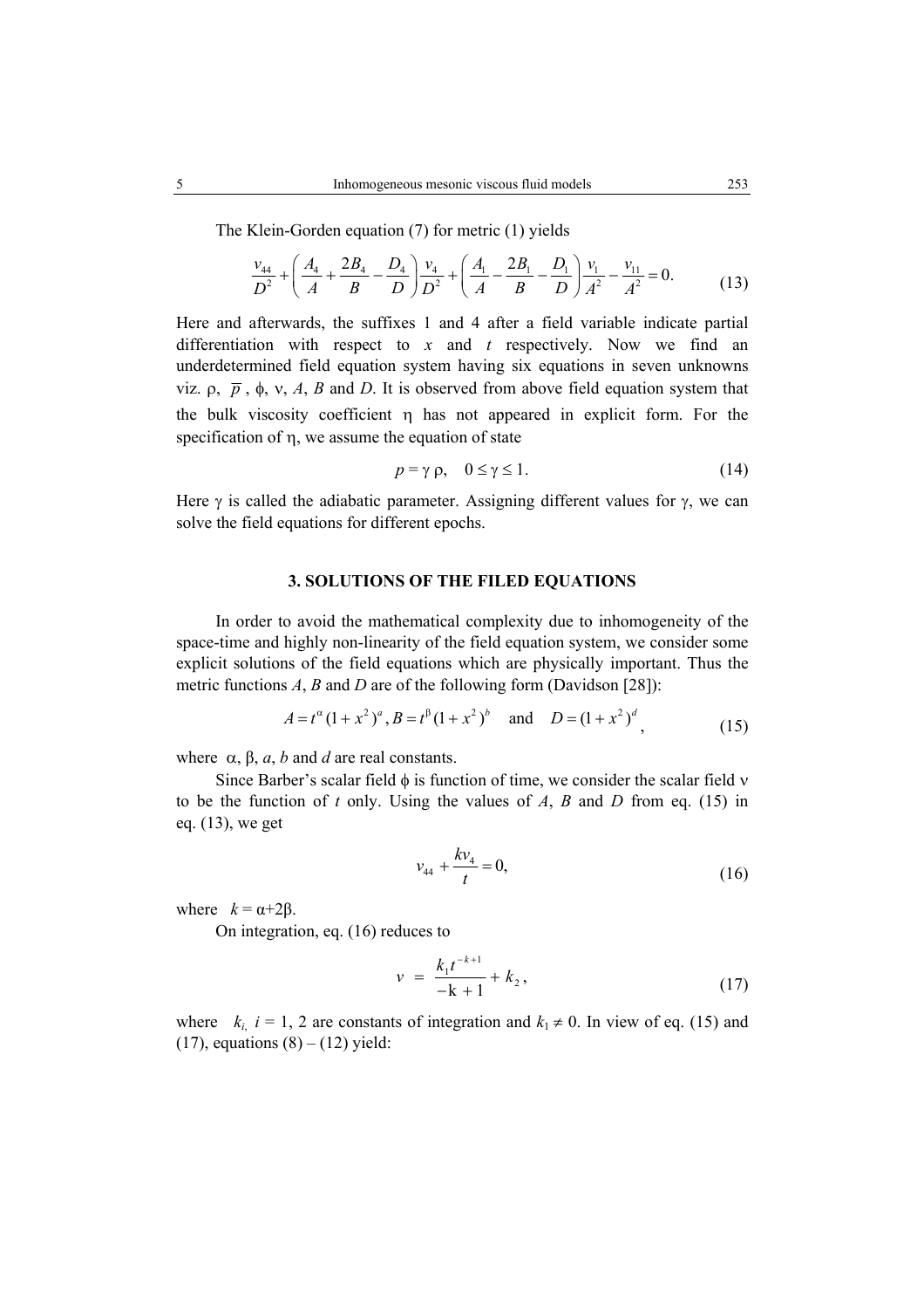The Klein-Gorden equation (7) for metric (1) yields

$$\frac{v_{44}}{D^2} + \left( \frac{A_4}{A} + \frac{2B_4}{B} - \frac{D_4}{D} \right) \frac{v_4}{D^2} + \left( \frac{A_1}{A} - \frac{2B_1}{B} - \frac{D_1}{D} \right) \frac{v_1}{A^2} - \frac{v_{11}}{A^2} = 0. \tag{13}$$

Here and afterwards, the suffixes 1 and 4 after a field variable indicate partial differentiation with respect to $x$ and $t$ respectively. Now we find an underdetermined field equation system having six equations in seven unknowns viz. $\rho$, $\overline{p}$, $\phi$, $\nu$, $A$, $B$ and $D$. It is observed from above field equation system that the bulk viscosity coefficient $\eta$ has not appeared in explicit form. For the specification of $\eta$, we assume the equation of state

$$p = \gamma \rho, \quad 0 \leq \gamma \leq 1. \tag{14}$$

Here $\gamma$ is called the adiabatic parameter. Assigning different values for $\gamma$, we can solve the field equations for different epochs.

## 3. SOLUTIONS OF THE FILED EQUATIONS

In order to avoid the mathematical complexity due to inhomogeneity of the space-time and highly non-linearity of the field equation system, we consider some explicit solutions of the field equations which are physically important. Thus the metric functions $A$, $B$ and $D$ are of the following form (Davidson [28]):

$$A = t^{\alpha}(1+x^2)^a, \; B = t^{\beta}(1+x^2)^b \quad \text{and} \quad D = (1+x^2)^d, \tag{15}$$

where $\alpha$, $\beta$, $a$, $b$ and $d$ are real constants.

Since Barber's scalar field $\phi$ is function of time, we consider the scalar field $\nu$ to be the function of $t$ only. Using the values of $A$, $B$ and $D$ from eq. (15) in eq. (13), we get

$$v_{44} + \frac{k v_4}{t} = 0, \tag{16}$$

where $k = \alpha + 2\beta$.

On integration, eq. (16) reduces to

$$v = \frac{k_1 t^{-k+1}}{-k+1} + k_2, \tag{17}$$

where $k_i$, $i = 1, 2$ are constants of integration and $k_1 \neq 0$. In view of eq. (15) and (17), equations (8) – (12) yield: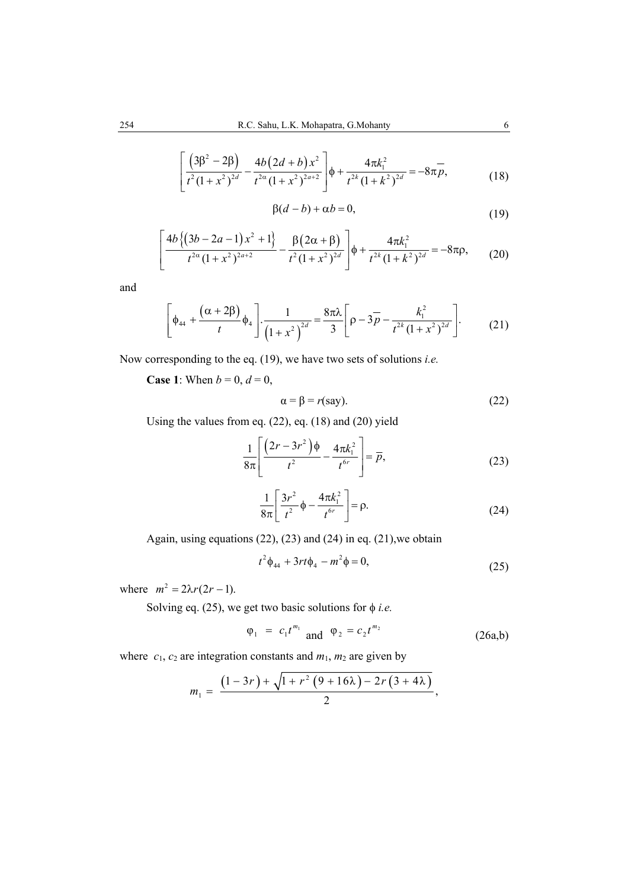$$\left[\frac{\left(3\beta^2-2\beta\right)}{t^2(1+x^2)^{2d}}-\frac{4b\left(2d+b\right)x^2}{t^{2\alpha}(1+x^2)^{2a+2}}\right]\phi+\frac{4\pi k_1^2}{t^{2k}(1+k^2)^{2d}}=-8\pi\overline{p}, \tag{18}$$

$$\beta(d-b)+\alpha b=0, \tag{19}$$

$$\left[\frac{4b\left\{\left(3b-2a-1\right)x^2+1\right\}}{t^{2\alpha}(1+x^2)^{2a+2}}-\frac{\beta\left(2\alpha+\beta\right)}{t^2(1+x^2)^{2d}}\right]\phi+\frac{4\pi k_1^2}{t^{2k}(1+k^2)^{2d}}=-8\pi\rho, \tag{20}$$

and

$$\left[\phi_{44}+\frac{\left(\alpha+2\beta\right)}{t}\phi_4\right].\frac{1}{\left(1+x^2\right)^{2d}}=\frac{8\pi\lambda}{3}\left[\rho-3\overline{p}-\frac{k_1^2}{t^{2k}(1+x^2)^{2d}}\right]. \tag{21}$$

Now corresponding to the eq. (19), we have two sets of solutions *i.e.*

**Case 1**: When $b = 0$, $d = 0$,

$$\alpha=\beta=r(\text{say}). \tag{22}$$

Using the values from eq. (22), eq. (18) and (20) yield

$$\frac{1}{8\pi}\left[\frac{\left(2r-3r^2\right)\phi}{t^2}-\frac{4\pi k_1^2}{t^{6r}}\right]=\overline{p}, \tag{23}$$

$$\frac{1}{8\pi}\left[\frac{3r^2}{t^2}\phi-\frac{4\pi k_1^2}{t^{6r}}\right]=\rho. \tag{24}$$

Again, using equations (22), (23) and (24) in eq. (21), we obtain

$$t^2\phi_{44}+3rt\phi_4-m^2\phi=0, \tag{25}$$

where $m^2=2\lambda r(2r-1)$.

Solving eq. (25), we get two basic solutions for $\phi$ *i.e.*

$$\varphi_1 = c_1 t^{m_1} \text{ and } \varphi_2=c_2t^{m_2} \tag{26a,b}$$

where $c_1$, $c_2$ are integration constants and $m_1$, $m_2$ are given by

$$m_1 = \frac{\left(1-3r\right)+\sqrt{1+r^2\left(9+16\lambda\right)-2r\left(3+4\lambda\right)}}{2},$$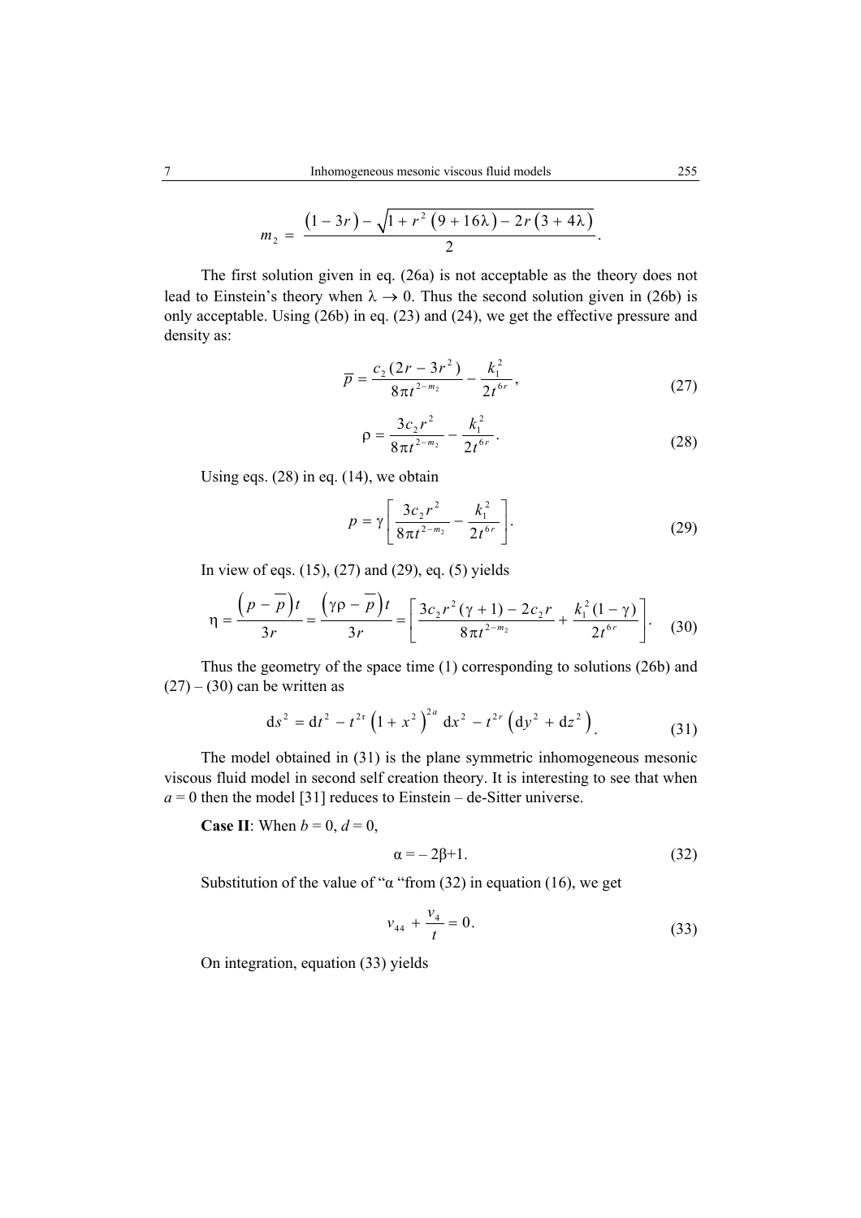$$m_2 = \frac{\left(1-3r\right) - \sqrt{1 + r^2\left(9+16\lambda\right) - 2r\left(3+4\lambda\right)}}{2}.$$

The first solution given in eq. (26a) is not acceptable as the theory does not lead to Einstein's theory when $\lambda \to 0$. Thus the second solution given in (26b) is only acceptable. Using (26b) in eq. (23) and (24), we get the effective pressure and density as:

$$\overline{p} = \frac{c_2\left(2r - 3r^2\right)}{8\pi t^{2-m_2}} - \frac{k_1^2}{2t^{6r}}, \tag{27}$$

$$\rho = \frac{3c_2 r^2}{8\pi t^{2-m_2}} - \frac{k_1^2}{2t^{6r}}. \tag{28}$$

Using eqs. (28) in eq. (14), we obtain

$$p = \gamma\left[\frac{3c_2 r^2}{8\pi t^{2-m_2}} - \frac{k_1^2}{2t^{6r}}\right]. \tag{29}$$

In view of eqs. (15), (27) and (29), eq. (5) yields

$$\eta = \frac{\left(p - \overline{p}\right)t}{3r} = \frac{\left(\gamma\rho - \overline{p}\right)t}{3r} = \left[\frac{3c_2 r^2(\gamma+1) - 2c_2 r}{8\pi t^{2-m_2}} + \frac{k_1^2(1-\gamma)}{2t^{6r}}\right]. \tag{30}$$

Thus the geometry of the space time (1) corresponding to solutions (26b) and (27) – (30) can be written as

$$\mathrm{d}s^2 = \mathrm{d}t^2 - t^{2r}\left(1+x^2\right)^{2a}\mathrm{d}x^2 - t^{2r}\left(\mathrm{d}y^2 + \mathrm{d}z^2\right). \tag{31}$$

The model obtained in (31) is the plane symmetric inhomogeneous mesonic viscous fluid model in second self creation theory. It is interesting to see that when $a = 0$ then the model [31] reduces to Einstein – de-Sitter universe.

**Case II**: When $b = 0$, $d = 0$,

$$\alpha = -2\beta + 1. \tag{32}$$

Substitution of the value of "$\alpha$ "from (32) in equation (16), we get

$$v_{44} + \frac{v_4}{t} = 0. \tag{33}$$

On integration, equation (33) yields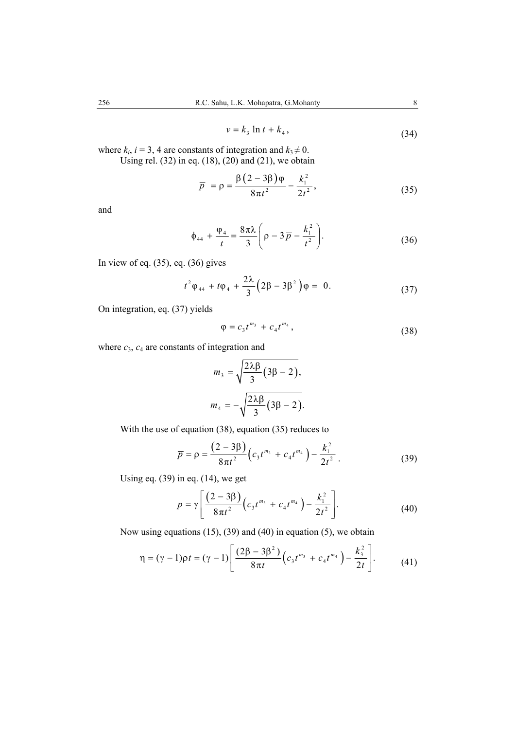$$v = k_3 \ln t + k_4 , \tag{34}$$

where $k_i$, $i = 3, 4$ are constants of integration and $k_3 \neq 0$.

Using rel. (32) in eq. (18), (20) and (21), we obtain

$$\overline{p} = \rho = \frac{\beta\left(2 - 3\beta\right)\varphi}{8\pi t^2} - \frac{k_1^2}{2t^2}, \tag{35}$$

and

$$\phi_{44} + \frac{\varphi_4}{t} = \frac{8\pi\lambda}{3}\left(\rho - 3\overline{p} - \frac{k_1^2}{t^2}\right). \tag{36}$$

In view of eq. (35), eq. (36) gives

$$t^2\varphi_{44} + t\varphi_4 + \frac{2\lambda}{3}\left(2\beta - 3\beta^2\right)\varphi = 0. \tag{37}$$

On integration, eq. (37) yields

$$\varphi = c_3 t^{m_3} + c_4 t^{m_4}, \tag{38}$$

where $c_3$, $c_4$ are constants of integration and

$$m_3 = \sqrt{\frac{2\lambda\beta}{3}\left(3\beta - 2\right)},$$

$$m_4 = -\sqrt{\frac{2\lambda\beta}{3}\left(3\beta - 2\right)}.$$

With the use of equation (38), equation (35) reduces to

$$\overline{p} = \rho = \frac{\left(2 - 3\beta\right)}{8\pi t^2}\left(c_3 t^{m_3} + c_4 t^{m_4}\right) - \frac{k_1^2}{2t^2}. \tag{39}$$

Using eq. (39) in eq. (14), we get

$$p = \gamma\left[\frac{\left(2 - 3\beta\right)}{8\pi t^2}\left(c_3 t^{m_3} + c_4 t^{m_4}\right) - \frac{k_1^2}{2t^2}\right]. \tag{40}$$

Now using equations (15), (39) and (40) in equation (5), we obtain

$$\eta = (\gamma - 1)\rho t = (\gamma - 1)\left[\frac{(2\beta - 3\beta^2)}{8\pi t}\left(c_3 t^{m_3} + c_4 t^{m_4}\right) - \frac{k_3^2}{2t}\right]. \tag{41}$$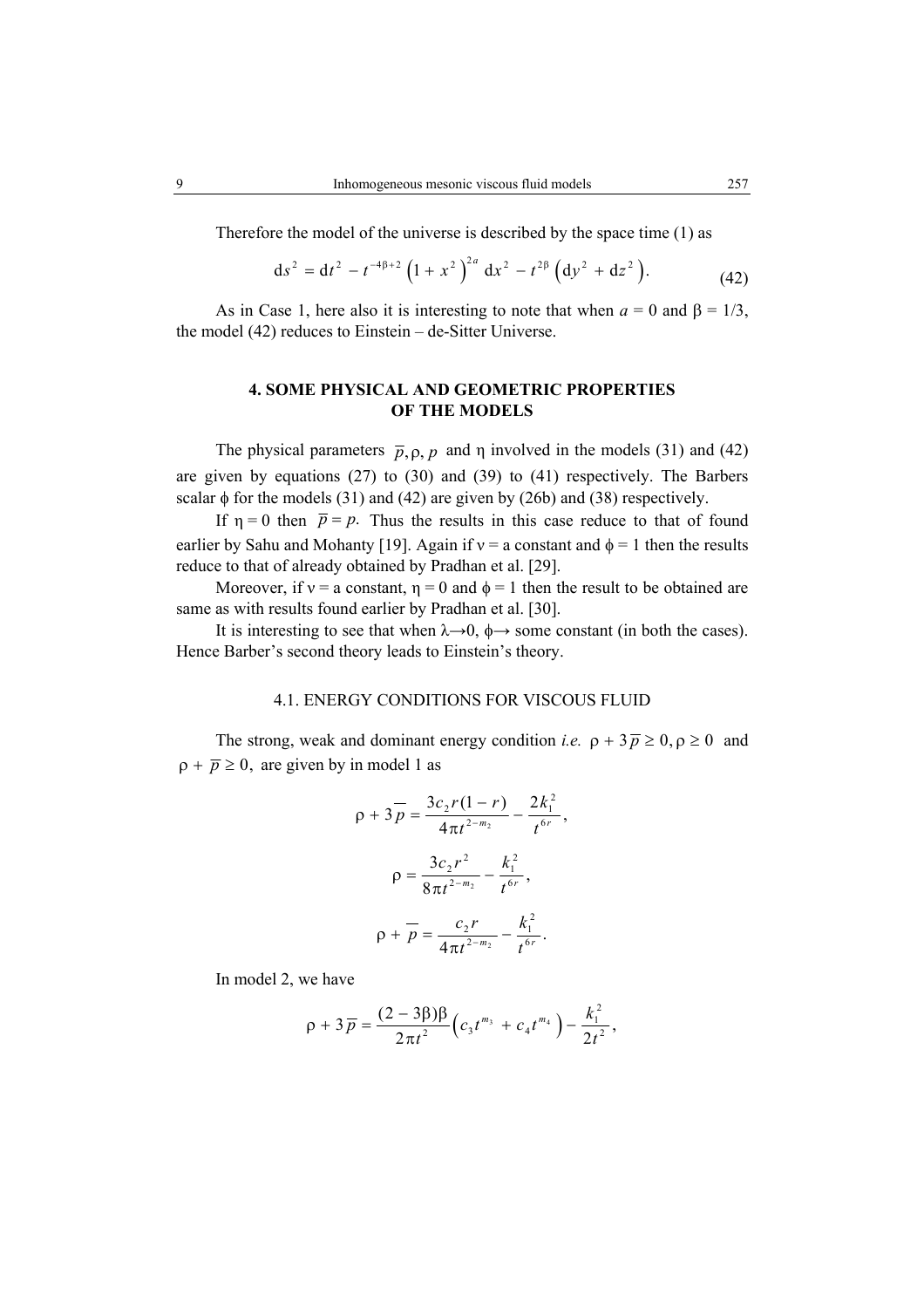Therefore the model of the universe is described by the space time (1) as

$$\mathrm{d}s^2 = \mathrm{d}t^2 - t^{-4\beta+2}\left(1 + x^2\right)^{2a}\mathrm{d}x^2 - t^{2\beta}\left(\mathrm{d}y^2 + \mathrm{d}z^2\right). \tag{42}$$

As in Case 1, here also it is interesting to note that when $a = 0$ and $\beta = 1/3$, the model (42) reduces to Einstein – de-Sitter Universe.

## 4. SOME PHYSICAL AND GEOMETRIC PROPERTIES OF THE MODELS

The physical parameters $\bar{p}, \rho, p$ and $\eta$ involved in the models (31) and (42) are given by equations (27) to (30) and (39) to (41) respectively. The Barbers scalar $\phi$ for the models (31) and (42) are given by (26b) and (38) respectively.

If $\eta = 0$ then $\bar{p} = p$. Thus the results in this case reduce to that of found earlier by Sahu and Mohanty [19]. Again if $\nu$ = a constant and $\phi = 1$ then the results reduce to that of already obtained by Pradhan et al. [29].

Moreover, if $\nu$ = a constant, $\eta = 0$ and $\phi = 1$ then the result to be obtained are same as with results found earlier by Pradhan et al. [30].

It is interesting to see that when $\lambda \to 0$, $\phi \to$ some constant (in both the cases). Hence Barber's second theory leads to Einstein's theory.

### 4.1. ENERGY CONDITIONS FOR VISCOUS FLUID

The strong, weak and dominant energy condition *i.e.* $\rho + 3\bar{p} \geq 0, \rho \geq 0$ and $\rho + \bar{p} \geq 0$, are given by in model 1 as

$$\rho + 3\bar{p} = \frac{3c_2 r(1-r)}{4\pi t^{2-m_2}} - \frac{2k_1^2}{t^{6r}},$$

$$\rho = \frac{3c_2 r^2}{8\pi t^{2-m_2}} - \frac{k_1^2}{t^{6r}},$$

$$\rho + \bar{p} = \frac{c_2 r}{4\pi t^{2-m_2}} - \frac{k_1^2}{t^{6r}}.$$

In model 2, we have

$$\rho + 3\bar{p} = \frac{(2-3\beta)\beta}{2\pi t^2}\left(c_3 t^{m_3} + c_4 t^{m_4}\right) - \frac{k_1^2}{2t^2},$$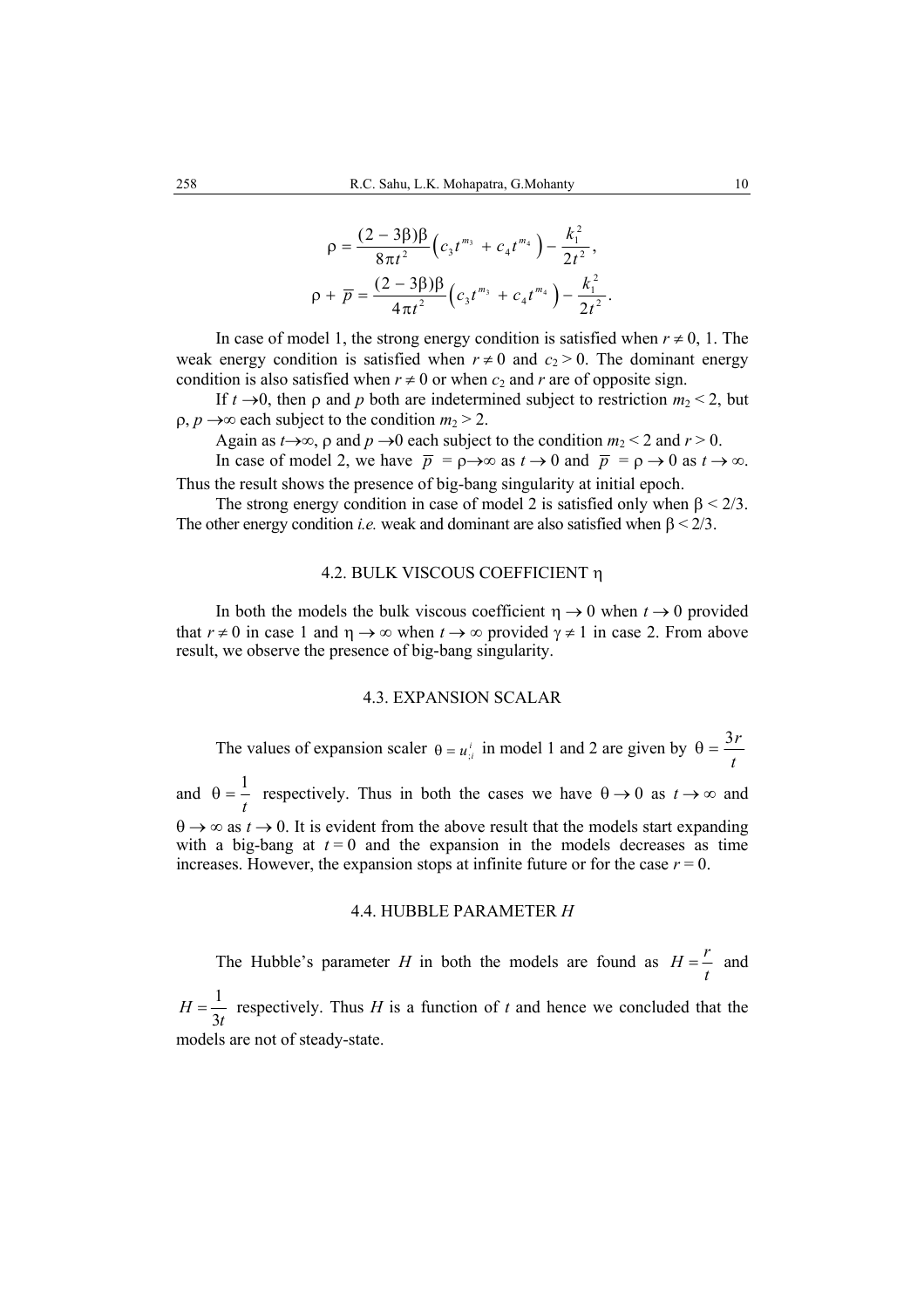$$\rho = \frac{(2-3\beta)\beta}{8\pi t^2}\left(c_3 t^{m_3} + c_4 t^{m_4}\right) - \frac{k_1^2}{2t^2},$$

$$\rho + \overline{p} = \frac{(2-3\beta)\beta}{4\pi t^2}\left(c_3 t^{m_3} + c_4 t^{m_4}\right) - \frac{k_1^2}{2t^2}.$$

In case of model 1, the strong energy condition is satisfied when $r \neq 0$, 1. The weak energy condition is satisfied when $r \neq 0$ and $c_2 > 0$. The dominant energy condition is also satisfied when $r \neq 0$ or when $c_2$ and $r$ are of opposite sign.

If $t \to 0$, then $\rho$ and $p$ both are indetermined subject to restriction $m_2 < 2$, but $\rho$, $p \to \infty$ each subject to the condition $m_2 > 2$.

Again as $t \to \infty$, $\rho$ and $p \to 0$ each subject to the condition $m_2 < 2$ and $r > 0$.

In case of model 2, we have $\overline{p} = \rho \to \infty$ as $t \to 0$ and $\overline{p} = \rho \to 0$ as $t \to \infty$. Thus the result shows the presence of big-bang singularity at initial epoch.

The strong energy condition in case of model 2 is satisfied only when $\beta < 2/3$. The other energy condition *i.e.* weak and dominant are also satisfied when $\beta < 2/3$.

### 4.2. BULK VISCOUS COEFFICIENT $\eta$

In both the models the bulk viscous coefficient $\eta \to 0$ when $t \to 0$ provided that $r \neq 0$ in case 1 and $\eta \to \infty$ when $t \to \infty$ provided $\gamma \neq 1$ in case 2. From above result, we observe the presence of big-bang singularity.

### 4.3. EXPANSION SCALAR

The values of expansion scaler $\theta = u^i_{;i}$ in model 1 and 2 are given by $\theta = \dfrac{3r}{t}$ and $\theta = \dfrac{1}{t}$ respectively. Thus in both the cases we have $\theta \to 0$ as $t \to \infty$ and $\theta \to \infty$ as $t \to 0$. It is evident from the above result that the models start expanding with a big-bang at $t = 0$ and the expansion in the models decreases as time increases. However, the expansion stops at infinite future or for the case $r = 0$.

### 4.4. HUBBLE PARAMETER $H$

The Hubble's parameter $H$ in both the models are found as $H = \dfrac{r}{t}$ and $H = \dfrac{1}{3t}$ respectively. Thus $H$ is a function of $t$ and hence we concluded that the models are not of steady-state.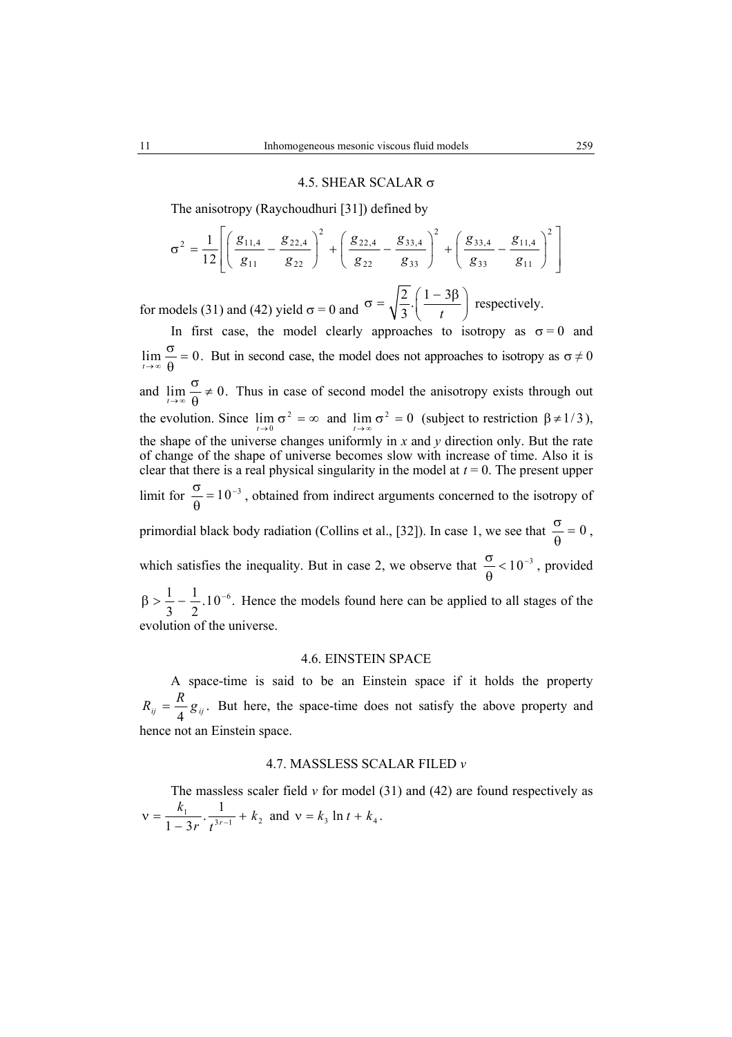### 4.5. SHEAR SCALAR σ

The anisotropy (Raychoudhuri [31]) defined by

$$\sigma^2 = \frac{1}{12}\left[\left(\frac{g_{11,4}}{g_{11}} - \frac{g_{22,4}}{g_{22}}\right)^2 + \left(\frac{g_{22,4}}{g_{22}} - \frac{g_{33,4}}{g_{33}}\right)^2 + \left(\frac{g_{33,4}}{g_{33}} - \frac{g_{11,4}}{g_{11}}\right)^2\right]$$

for models (31) and (42) yield $\sigma = 0$ and $\sigma = \sqrt{\frac{2}{3}}.\left(\frac{1-3\beta}{t}\right)$ respectively.

In first case, the model clearly approaches to isotropy as $\sigma = 0$ and $\lim\limits_{t\to\infty}\frac{\sigma}{\theta} = 0$. But in second case, the model does not approaches to isotropy as $\sigma \neq 0$ and $\lim\limits_{t\to\infty}\frac{\sigma}{\theta} \neq 0$. Thus in case of second model the anisotropy exists through out the evolution. Since $\lim\limits_{t\to 0}\sigma^2 = \infty$ and $\lim\limits_{t\to\infty}\sigma^2 = 0$ (subject to restriction $\beta \neq 1/3$), the shape of the universe changes uniformly in $x$ and $y$ direction only. But the rate of change of the shape of universe becomes slow with increase of time. Also it is clear that there is a real physical singularity in the model at $t = 0$. The present upper limit for $\frac{\sigma}{\theta} = 10^{-3}$, obtained from indirect arguments concerned to the isotropy of primordial black body radiation (Collins et al., [32]). In case 1, we see that $\frac{\sigma}{\theta} = 0$, which satisfies the inequality. But in case 2, we observe that $\frac{\sigma}{\theta} < 10^{-3}$, provided $\beta > \frac{1}{3} - \frac{1}{2}.10^{-6}$. Hence the models found here can be applied to all stages of the evolution of the universe.

### 4.6. EINSTEIN SPACE

A space-time is said to be an Einstein space if it holds the property $R_{ij} = \frac{R}{4}g_{ij}$. But here, the space-time does not satisfy the above property and hence not an Einstein space.

### 4.7. MASSLESS SCALAR FILED $v$

The massless scaler field $v$ for model (31) and (42) are found respectively as $\nu = \frac{k_1}{1-3r}.\frac{1}{t^{3r-1}} + k_2$ and $\nu = k_3 \ln t + k_4$.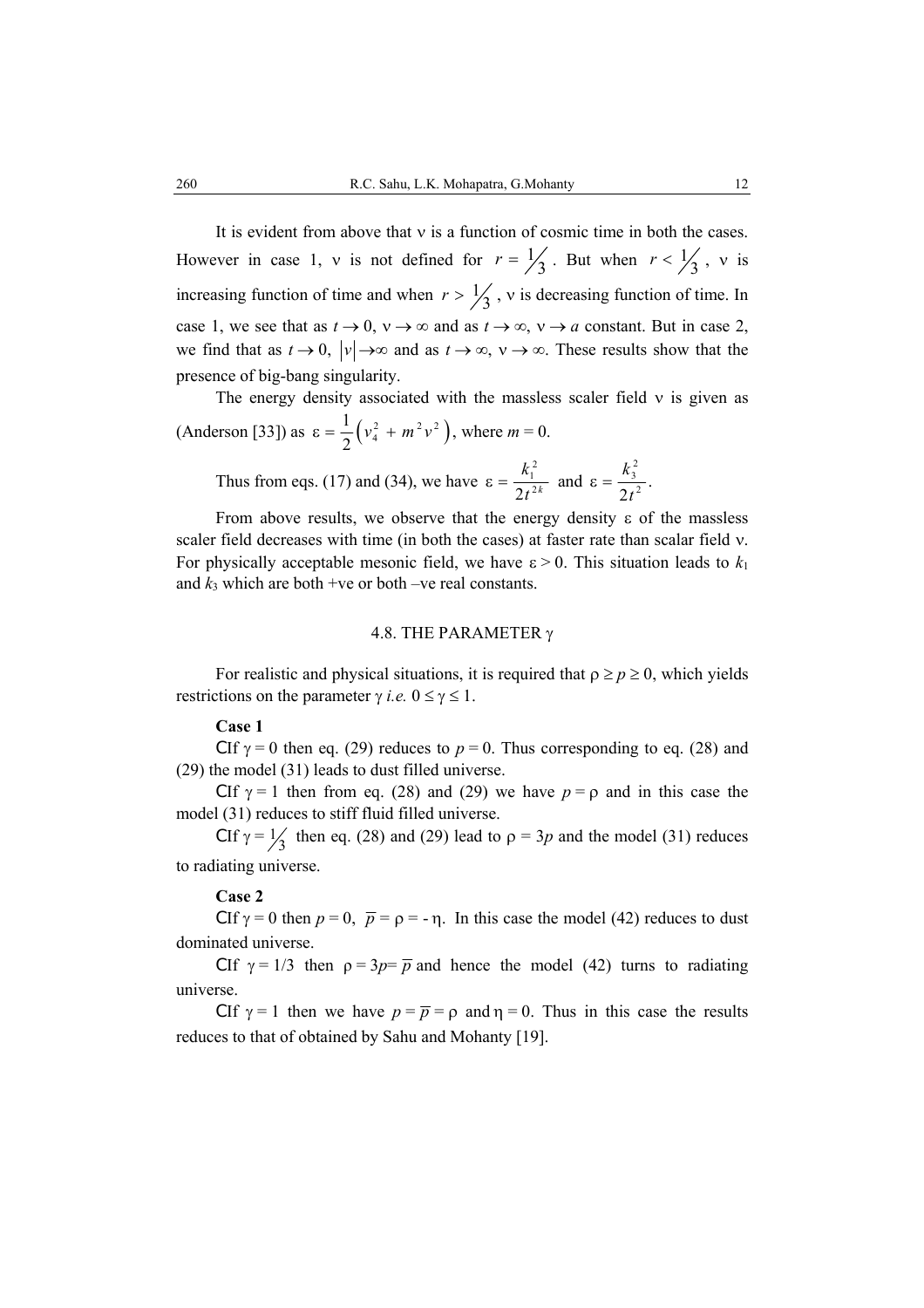It is evident from above that ν is a function of cosmic time in both the cases. However in case 1, ν is not defined for $r = 1/3$. But when $r < 1/3$, ν is increasing function of time and when $r > 1/3$, ν is decreasing function of time. In case 1, we see that as $t \to 0$, $\nu \to \infty$ and as $t \to \infty$, $\nu \to a$ constant. But in case 2, we find that as $t \to 0$, $|v| \to \infty$ and as $t \to \infty$, $\nu \to \infty$. These results show that the presence of big-bang singularity.

The energy density associated with the massless scaler field ν is given as (Anderson [33]) as $\varepsilon = \frac{1}{2}\left(v_4^2 + m^2 v^2\right)$, where $m = 0$.

Thus from eqs. (17) and (34), we have $\varepsilon = \frac{k_1^2}{2t^{2k}}$ and $\varepsilon = \frac{k_3^2}{2t^2}$.

From above results, we observe that the energy density ε of the massless scaler field decreases with time (in both the cases) at faster rate than scalar field ν. For physically acceptable mesonic field, we have $\varepsilon > 0$. This situation leads to $k_1$ and $k_3$ which are both +ve or both –ve real constants.

### 4.8. THE PARAMETER γ

For realistic and physical situations, it is required that $\rho \geq p \geq 0$, which yields restrictions on the parameter γ *i.e.* $0 \leq \gamma \leq 1$.

**Case 1**

If $\gamma = 0$ then eq. (29) reduces to $p = 0$. Thus corresponding to eq. (28) and (29) the model (31) leads to dust filled universe.

If $\gamma = 1$ then from eq. (28) and (29) we have $p = \rho$ and in this case the model (31) reduces to stiff fluid filled universe.

If $\gamma = 1/3$ then eq. (28) and (29) lead to $\rho = 3p$ and the model (31) reduces to radiating universe.

**Case 2**

If $\gamma = 0$ then $p = 0$, $\overline{p} = \rho = -\eta$. In this case the model (42) reduces to dust dominated universe.

If $\gamma = 1/3$ then $\rho = 3p = \overline{p}$ and hence the model (42) turns to radiating universe.

If $\gamma = 1$ then we have $p = \overline{p} = \rho$ and $\eta = 0$. Thus in this case the results reduces to that of obtained by Sahu and Mohanty [19].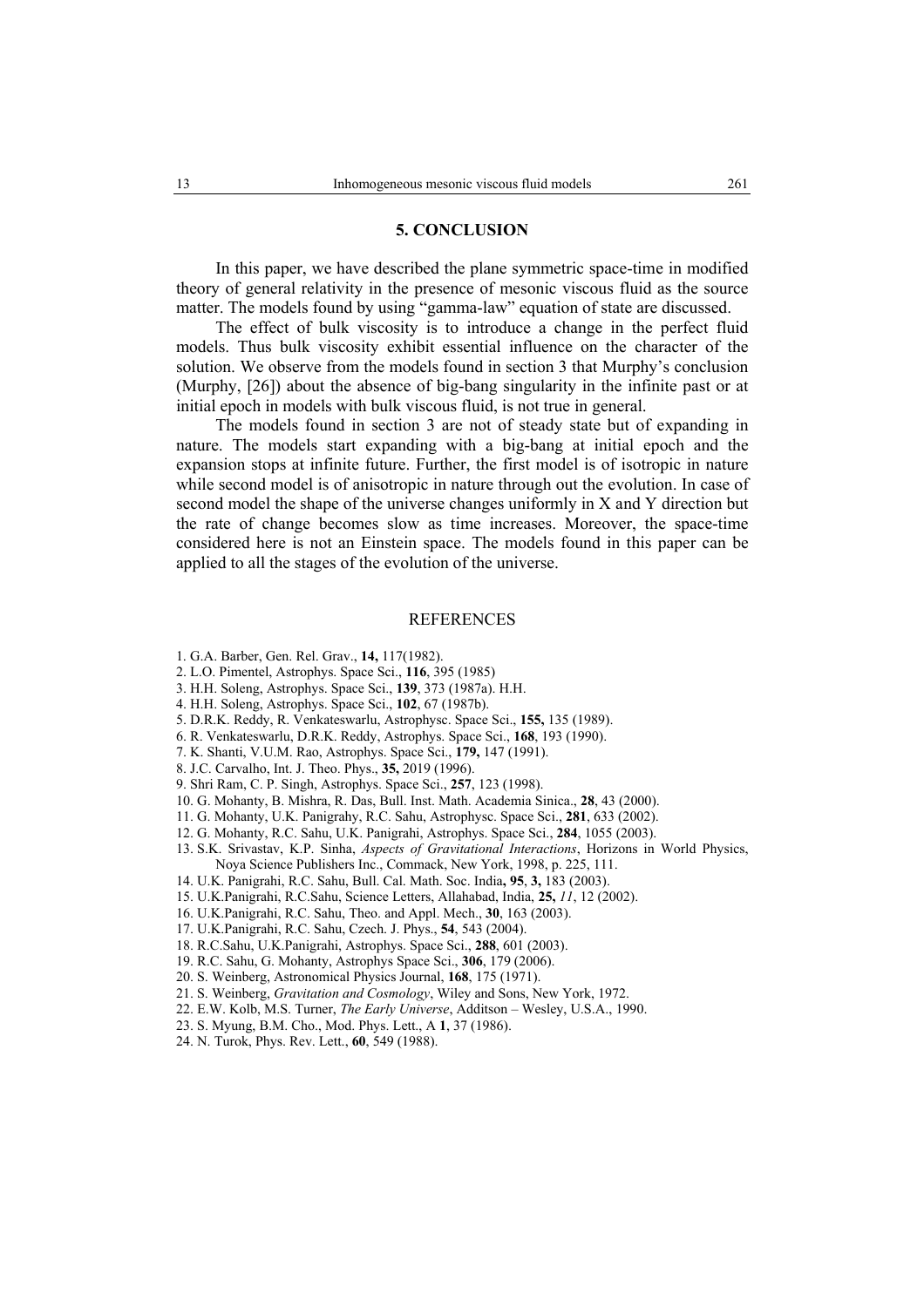## 5. CONCLUSION

In this paper, we have described the plane symmetric space-time in modified theory of general relativity in the presence of mesonic viscous fluid as the source matter. The models found by using "gamma-law" equation of state are discussed.

The effect of bulk viscosity is to introduce a change in the perfect fluid models. Thus bulk viscosity exhibit essential influence on the character of the solution. We observe from the models found in section 3 that Murphy's conclusion (Murphy, [26]) about the absence of big-bang singularity in the infinite past or at initial epoch in models with bulk viscous fluid, is not true in general.

The models found in section 3 are not of steady state but of expanding in nature. The models start expanding with a big-bang at initial epoch and the expansion stops at infinite future. Further, the first model is of isotropic in nature while second model is of anisotropic in nature through out the evolution. In case of second model the shape of the universe changes uniformly in X and Y direction but the rate of change becomes slow as time increases. Moreover, the space-time considered here is not an Einstein space. The models found in this paper can be applied to all the stages of the evolution of the universe.

## REFERENCES

1. G.A. Barber, Gen. Rel. Grav., **14,** 117(1982).
2. L.O. Pimentel, Astrophys. Space Sci., **116**, 395 (1985)
3. H.H. Soleng, Astrophys. Space Sci., **139**, 373 (1987a). H.H.
4. H.H. Soleng, Astrophys. Space Sci., **102**, 67 (1987b).
5. D.R.K. Reddy, R. Venkateswarlu, Astrophysc. Space Sci., **155,** 135 (1989).
6. R. Venkateswarlu, D.R.K. Reddy, Astrophys. Space Sci., **168**, 193 (1990).
7. K. Shanti, V.U.M. Rao, Astrophys. Space Sci., **179,** 147 (1991).
8. J.C. Carvalho, Int. J. Theo. Phys., **35,** 2019 (1996).
9. Shri Ram, C. P. Singh, Astrophys. Space Sci., **257**, 123 (1998).
10. G. Mohanty, B. Mishra, R. Das, Bull. Inst. Math. Academia Sinica., **28**, 43 (2000).
11. G. Mohanty, U.K. Panigrahy, R.C. Sahu, Astrophysc. Space Sci., **281**, 633 (2002).
12. G. Mohanty, R.C. Sahu, U.K. Panigrahi, Astrophys. Space Sci., **284**, 1055 (2003).
13. S.K. Srivastav, K.P. Sinha, *Aspects of Gravitational Interactions*, Horizons in World Physics, Noya Science Publishers Inc., Commack, New York, 1998, p. 225, 111.
14. U.K. Panigrahi, R.C. Sahu, Bull. Cal. Math. Soc. India**, 95**, **3,** 183 (2003).
15. U.K.Panigrahi, R.C.Sahu, Science Letters, Allahabad, India, **25,** *11*, 12 (2002).
16. U.K.Panigrahi, R.C. Sahu, Theo. and Appl. Mech., **30**, 163 (2003).
17. U.K.Panigrahi, R.C. Sahu, Czech. J. Phys., **54**, 543 (2004).
18. R.C.Sahu, U.K.Panigrahi, Astrophys. Space Sci., **288**, 601 (2003).
19. R.C. Sahu, G. Mohanty, Astrophys Space Sci., **306**, 179 (2006).
20. S. Weinberg, Astronomical Physics Journal, **168**, 175 (1971).
21. S. Weinberg, *Gravitation and Cosmology*, Wiley and Sons, New York, 1972.
22. E.W. Kolb, M.S. Turner, *The Early Universe*, Additson – Wesley, U.S.A., 1990.
23. S. Myung, B.M. Cho., Mod. Phys. Lett., A **1**, 37 (1986).
24. N. Turok, Phys. Rev. Lett., **60**, 549 (1988).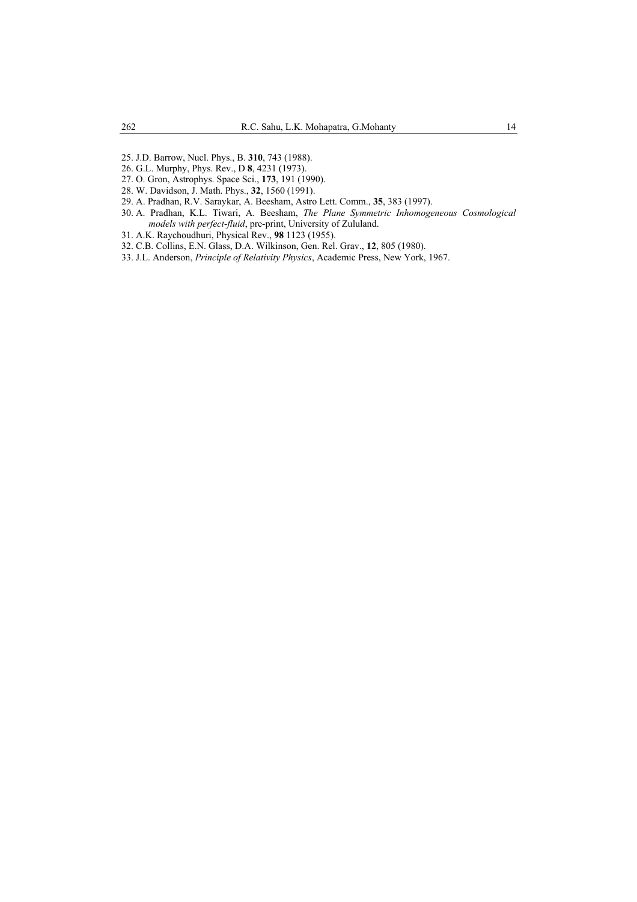25. J.D. Barrow, Nucl. Phys., B. **310**, 743 (1988).
26. G.L. Murphy, Phys. Rev., D **8**, 4231 (1973).
27. O. Gron, Astrophys. Space Sci., **173**, 191 (1990).
28. W. Davidson, J. Math. Phys., **32**, 1560 (1991).
29. A. Pradhan, R.V. Saraykar, A. Beesham, Astro Lett. Comm., **35**, 383 (1997).
30. A. Pradhan, K.L. Tiwari, A. Beesham, *The Plane Symmetric Inhomogeneous Cosmological models with perfect-fluid*, pre-print, University of Zululand.
31. A.K. Raychoudhuri, Physical Rev., **98** 1123 (1955).
32. C.B. Collins, E.N. Glass, D.A. Wilkinson, Gen. Rel. Grav., **12**, 805 (1980).
33. J.L. Anderson, *Principle of Relativity Physics*, Academic Press, New York, 1967.